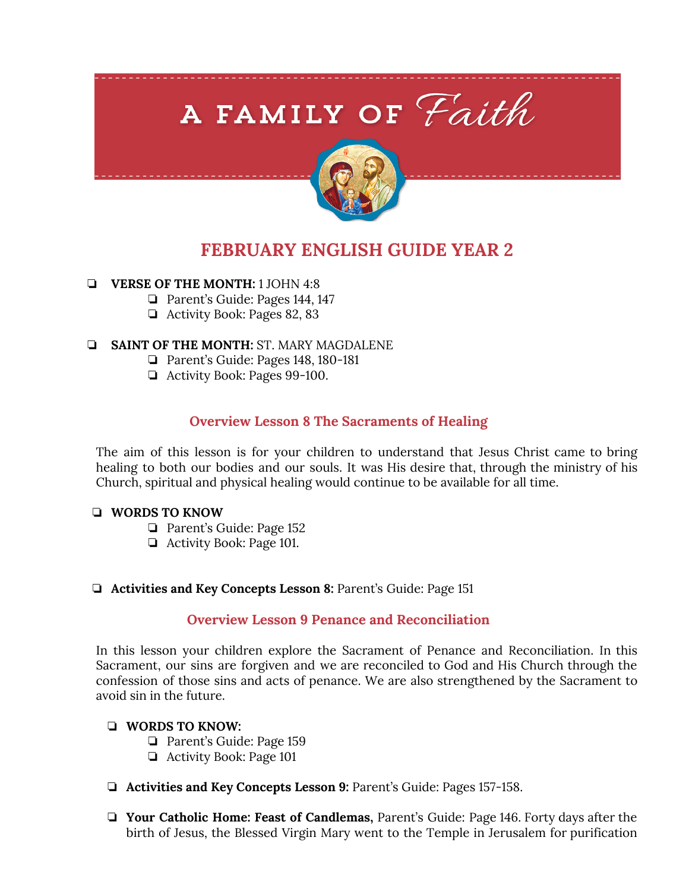# A FAMILY OF *Faith*

## FEBRUARY ENGLISH GUIDE YEAR 2

- ❏ **VERSE OF THE MONTH:** 1 JOHN 4:8
  - ❏ Parent's Guide: Pages 144, 147
  - ❏ Activity Book: Pages 82, 83

- ❏ **SAINT OF THE MONTH:** ST. MARY MAGDALENE
  - ❏ Parent's Guide: Pages 148, 180-181
  - ❏ Activity Book: Pages 99-100.

### Overview Lesson 8 The Sacraments of Healing

The aim of this lesson is for your children to understand that Jesus Christ came to bring healing to both our bodies and our souls. It was His desire that, through the ministry of his Church, spiritual and physical healing would continue to be available for all time.

- ❏ **WORDS TO KNOW**
  - ❏ Parent's Guide: Page 152
  - ❏ Activity Book: Page 101.

- ❏ **Activities and Key Concepts Lesson 8:** Parent's Guide: Page 151

### Overview Lesson 9 Penance and Reconciliation

In this lesson your children explore the Sacrament of Penance and Reconciliation. In this Sacrament, our sins are forgiven and we are reconciled to God and His Church through the confession of those sins and acts of penance. We are also strengthened by the Sacrament to avoid sin in the future.

- ❏ **WORDS TO KNOW:**
  - ❏ Parent's Guide: Page 159
  - ❏ Activity Book: Page 101

- ❏ **Activities and Key Concepts Lesson 9:** Parent's Guide: Pages 157-158.

- ❏ **Your Catholic Home: Feast of Candlemas,** Parent's Guide: Page 146. Forty days after the birth of Jesus, the Blessed Virgin Mary went to the Temple in Jerusalem for purification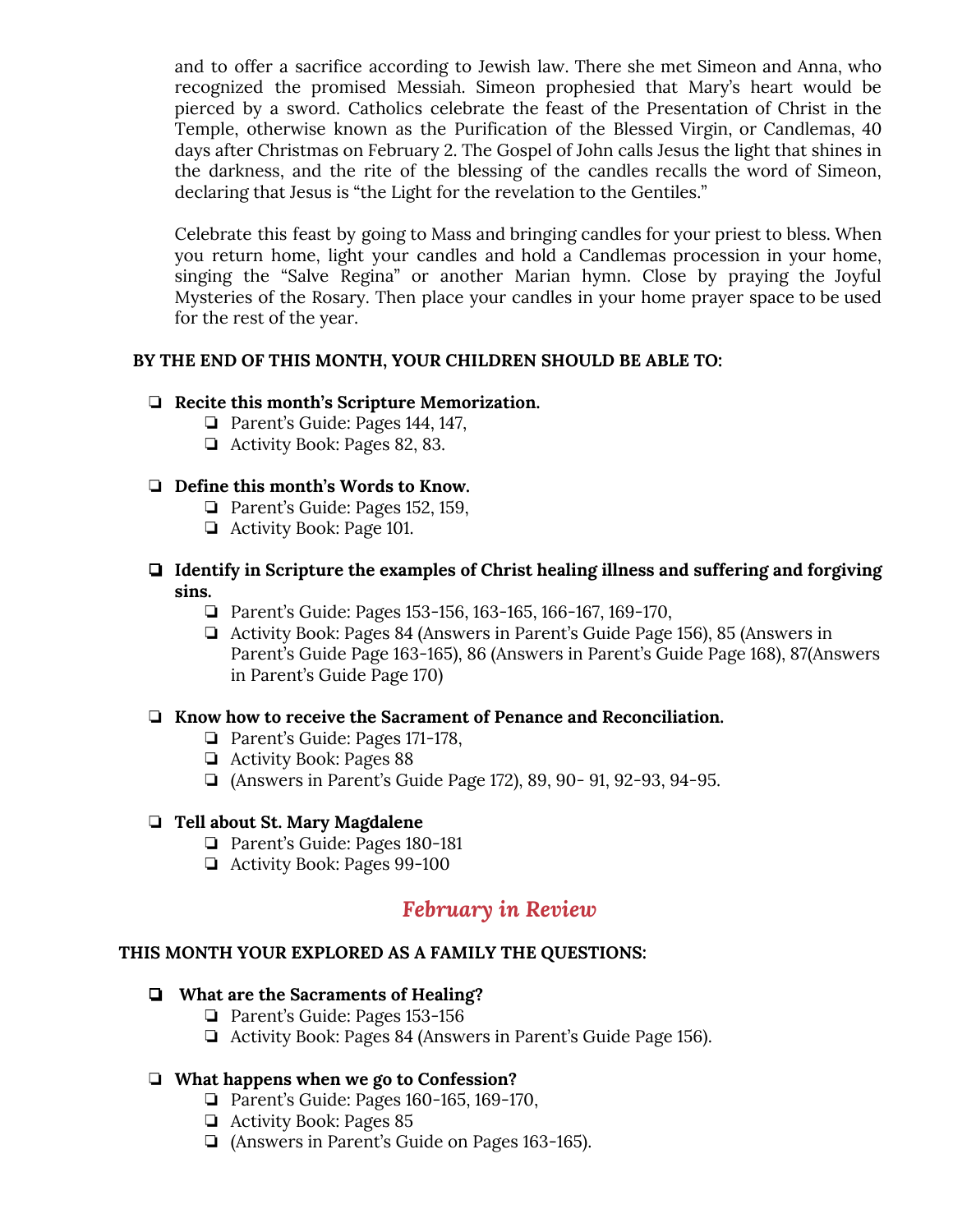and to offer a sacrifice according to Jewish law. There she met Simeon and Anna, who recognized the promised Messiah. Simeon prophesied that Mary's heart would be pierced by a sword. Catholics celebrate the feast of the Presentation of Christ in the Temple, otherwise known as the Purification of the Blessed Virgin, or Candlemas, 40 days after Christmas on February 2. The Gospel of John calls Jesus the light that shines in the darkness, and the rite of the blessing of the candles recalls the word of Simeon, declaring that Jesus is "the Light for the revelation to the Gentiles."

Celebrate this feast by going to Mass and bringing candles for your priest to bless. When you return home, light your candles and hold a Candlemas procession in your home, singing the "Salve Regina" or another Marian hymn. Close by praying the Joyful Mysteries of the Rosary. Then place your candles in your home prayer space to be used for the rest of the year.

**BY THE END OF THIS MONTH, YOUR CHILDREN SHOULD BE ABLE TO:**

- ❏ **Recite this month's Scripture Memorization.**
  - ❏ Parent's Guide: Pages 144, 147,
  - ❏ Activity Book: Pages 82, 83.
- ❏ **Define this month's Words to Know.**
  - ❏ Parent's Guide: Pages 152, 159,
  - ❏ Activity Book: Page 101.
- ❏ **Identify in Scripture the examples of Christ healing illness and suffering and forgiving sins.**
  - ❏ Parent's Guide: Pages 153-156, 163-165, 166-167, 169-170,
  - ❏ Activity Book: Pages 84 (Answers in Parent's Guide Page 156), 85 (Answers in Parent's Guide Page 163-165), 86 (Answers in Parent's Guide Page 168), 87(Answers in Parent's Guide Page 170)
- ❏ **Know how to receive the Sacrament of Penance and Reconciliation.**
  - ❏ Parent's Guide: Pages 171-178,
  - ❏ Activity Book: Pages 88
  - ❏ (Answers in Parent's Guide Page 172), 89, 90- 91, 92-93, 94-95.
- ❏ **Tell about St. Mary Magdalene**
  - ❏ Parent's Guide: Pages 180-181
  - ❏ Activity Book: Pages 99-100

## *February in Review*

**THIS MONTH YOUR EXPLORED AS A FAMILY THE QUESTIONS:**

- ❏ **What are the Sacraments of Healing?**
  - ❏ Parent's Guide: Pages 153-156
  - ❏ Activity Book: Pages 84 (Answers in Parent's Guide Page 156).
- ❏ **What happens when we go to Confession?**
  - ❏ Parent's Guide: Pages 160-165, 169-170,
  - ❏ Activity Book: Pages 85
  - ❏ (Answers in Parent's Guide on Pages 163-165).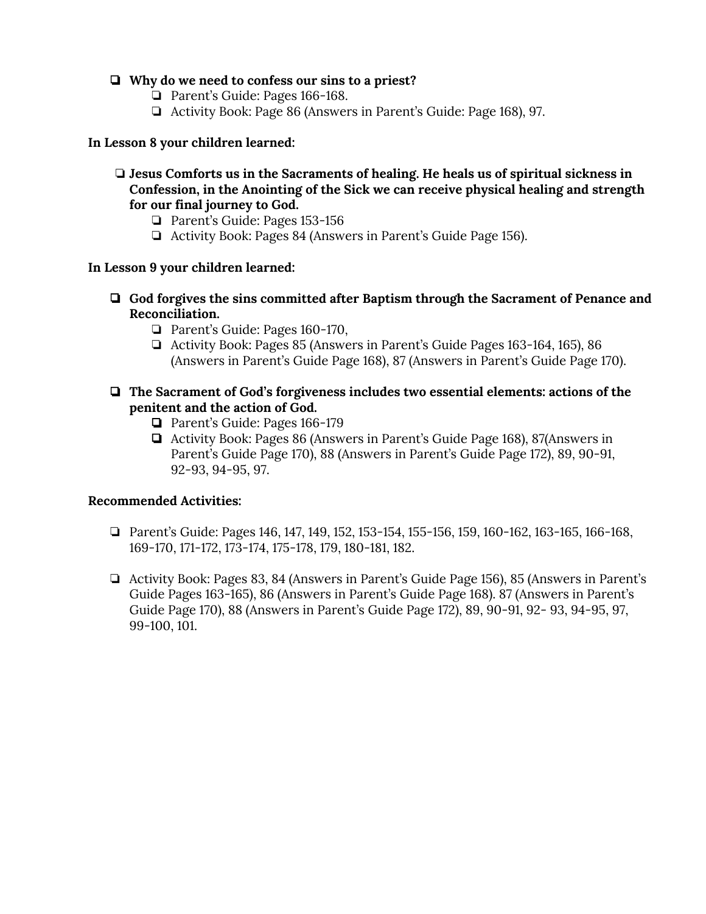- **Why do we need to confess our sins to a priest?**
    - Parent's Guide: Pages 166-168.
    - Activity Book: Page 86 (Answers in Parent's Guide: Page 168), 97.

**In Lesson 8 your children learned:**

- **Jesus Comforts us in the Sacraments of healing. He heals us of spiritual sickness in Confession, in the Anointing of the Sick we can receive physical healing and strength for our final journey to God.**
    - Parent's Guide: Pages 153-156
    - Activity Book: Pages 84 (Answers in Parent's Guide Page 156).

**In Lesson 9 your children learned:**

- **God forgives the sins committed after Baptism through the Sacrament of Penance and Reconciliation.**
    - Parent's Guide: Pages 160-170,
    - Activity Book: Pages 85 (Answers in Parent's Guide Pages 163-164, 165), 86 (Answers in Parent's Guide Page 168), 87 (Answers in Parent's Guide Page 170).

- **The Sacrament of God's forgiveness includes two essential elements: actions of the penitent and the action of God.**
    - Parent's Guide: Pages 166-179
    - Activity Book: Pages 86 (Answers in Parent's Guide Page 168), 87(Answers in Parent's Guide Page 170), 88 (Answers in Parent's Guide Page 172), 89, 90-91, 92-93, 94-95, 97.

**Recommended Activities:**

- Parent's Guide: Pages 146, 147, 149, 152, 153-154, 155-156, 159, 160-162, 163-165, 166-168, 169-170, 171-172, 173-174, 175-178, 179, 180-181, 182.

- Activity Book: Pages 83, 84 (Answers in Parent's Guide Page 156), 85 (Answers in Parent's Guide Pages 163-165), 86 (Answers in Parent's Guide Page 168). 87 (Answers in Parent's Guide Page 170), 88 (Answers in Parent's Guide Page 172), 89, 90-91, 92- 93, 94-95, 97, 99-100, 101.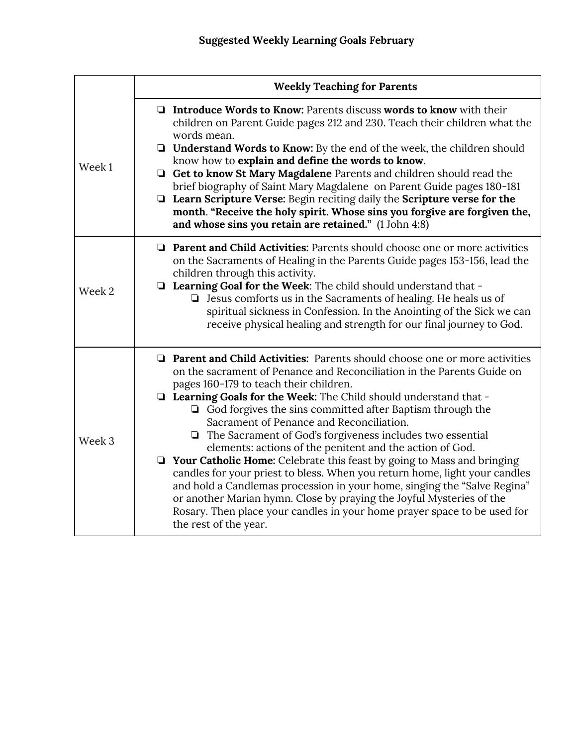**Suggested Weekly Learning Goals February**

| | **Weekly Teaching for Parents** |
|---|---|
| Week 1 | ❏ **Introduce Words to Know:** Parents discuss **words to know** with their children on Parent Guide pages 212 and 230. Teach their children what the words mean.<br>❏ **Understand Words to Know:** By the end of the week, the children should know how to **explain and define the words to know**.<br>❏ **Get to know St Mary Magdalene** Parents and children should read the brief biography of Saint Mary Magdalene on Parent Guide pages 180-181<br>❏ **Learn Scripture Verse:** Begin reciting daily the **Scripture verse for the month**. **"Receive the holy spirit. Whose sins you forgive are forgiven the, and whose sins you retain are retained."** (1 John 4:8) |
| Week 2 | ❏ **Parent and Child Activities:** Parents should choose one or more activities on the Sacraments of Healing in the Parents Guide pages 153-156, lead the children through this activity.<br>❏ **Learning Goal for the Week**: The child should understand that -<br>&nbsp;&nbsp;&nbsp;&nbsp;❏ Jesus comforts us in the Sacraments of healing. He heals us of spiritual sickness in Confession. In the Anointing of the Sick we can receive physical healing and strength for our final journey to God. |
| Week 3 | ❏ **Parent and Child Activities:** Parents should choose one or more activities on the sacrament of Penance and Reconciliation in the Parents Guide on pages 160-179 to teach their children.<br>❏ **Learning Goals for the Week:** The Child should understand that -<br>&nbsp;&nbsp;&nbsp;&nbsp;❏ God forgives the sins committed after Baptism through the Sacrament of Penance and Reconciliation.<br>&nbsp;&nbsp;&nbsp;&nbsp;❏ The Sacrament of God's forgiveness includes two essential elements: actions of the penitent and the action of God.<br>❏ **Your Catholic Home:** Celebrate this feast by going to Mass and bringing candles for your priest to bless. When you return home, light your candles and hold a Candlemas procession in your home, singing the "Salve Regina" or another Marian hymn. Close by praying the Joyful Mysteries of the Rosary. Then place your candles in your home prayer space to be used for the rest of the year. |